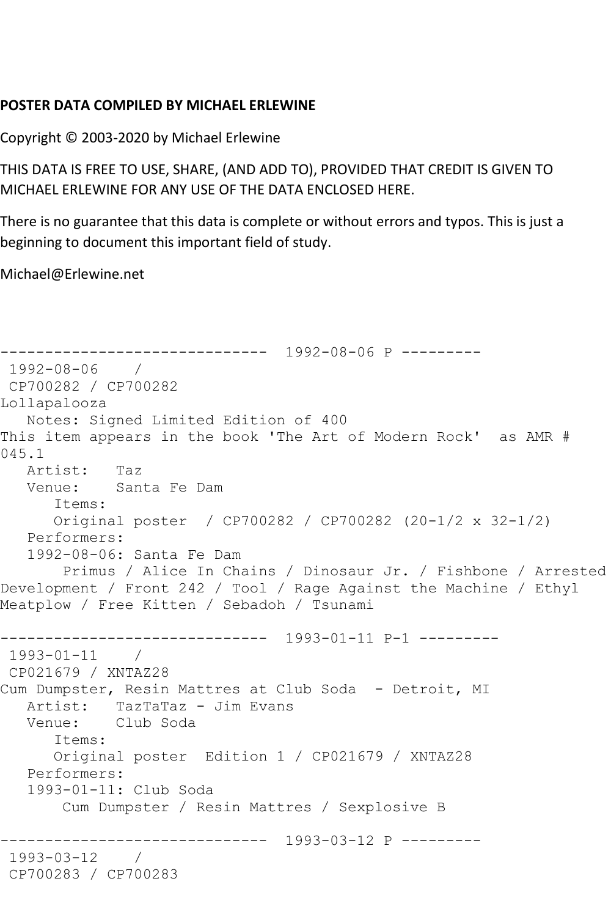**POSTER DATA COMPILED BY MICHAEL ERLEWINE**

Copyright © 2003-2020 by Michael Erlewine

THIS DATA IS FREE TO USE, SHARE, (AND ADD TO), PROVIDED THAT CREDIT IS GIVEN TO MICHAEL ERLEWINE FOR ANY USE OF THE DATA ENCLOSED HERE.

There is no guarantee that this data is complete or without errors and typos. This is just a beginning to document this important field of study.

Michael@Erlewine.net

```
------------------------------  1992-08-06 P ---------
 1992-08-06    / 
 CP700282 / CP700282
Lollapalooza
   Notes: Signed Limited Edition of 400
This item appears in the book 'The Art of Modern Rock'  as AMR # 
045.1
   Artist:   Taz
   Venue:    Santa Fe Dam
      Items:
      Original poster  / CP700282 / CP700282 (20-1/2 x 32-1/2)
   Performers:
   1992-08-06: Santa Fe Dam
       Primus / Alice In Chains / Dinosaur Jr. / Fishbone / Arrested 
Development / Front 242 / Tool / Rage Against the Machine / Ethyl 
Meatplow / Free Kitten / Sebadoh / Tsunami

------------------------------  1993-01-11 P-1 ---------
 1993-01-11    / 
 CP021679 / XNTAZ28
Cum Dumpster, Resin Mattres at Club Soda  - Detroit, MI
   Artist:   TazTaTaz - Jim Evans
   Venue:    Club Soda
      Items:
      Original poster  Edition 1 / CP021679 / XNTAZ28
   Performers:
   1993-01-11: Club Soda
       Cum Dumpster / Resin Mattres / Sexplosive B

------------------------------  1993-03-12 P ---------
 1993-03-12    / 
 CP700283 / CP700283
```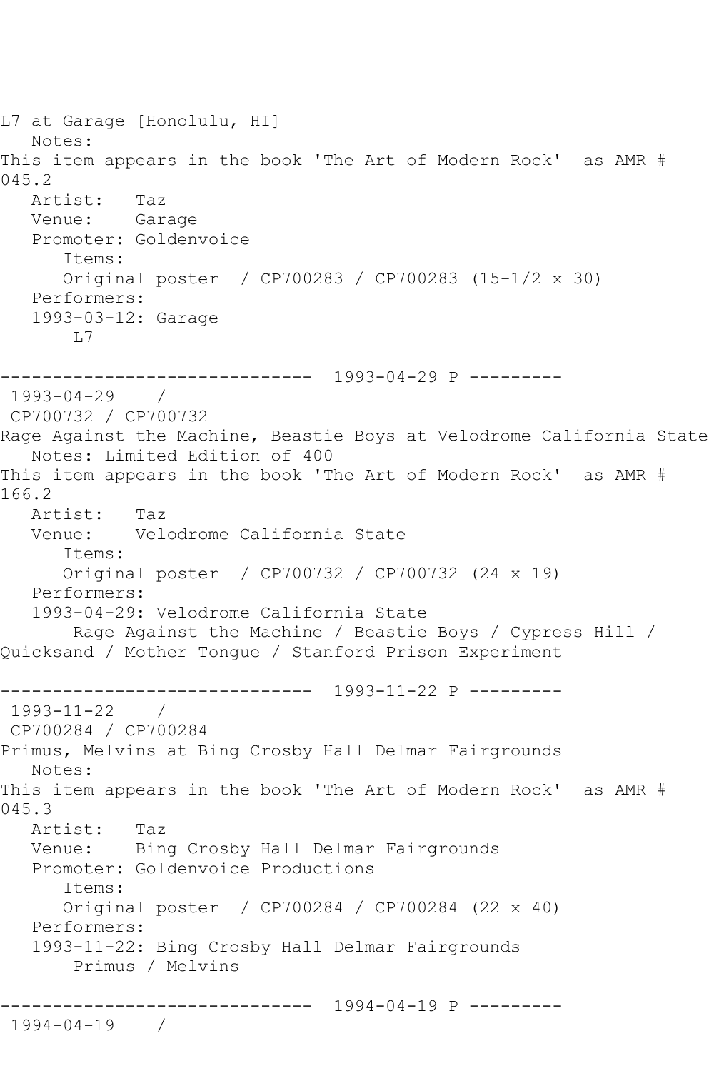L7 at Garage [Honolulu, HI]
   Notes:
This item appears in the book 'The Art of Modern Rock'  as AMR # 045.2
   Artist:   Taz
   Venue:    Garage
   Promoter: Goldenvoice
      Items:
      Original poster  / CP700283 / CP700283 (15-1/2 x 30)
   Performers:
   1993-03-12: Garage
       L7

------------------------------  1993-04-29 P ---------
 1993-04-29    /
 CP700732 / CP700732
Rage Against the Machine, Beastie Boys at Velodrome California State
   Notes: Limited Edition of 400
This item appears in the book 'The Art of Modern Rock'  as AMR # 166.2
   Artist:   Taz
   Venue:    Velodrome California State
      Items:
      Original poster  / CP700732 / CP700732 (24 x 19)
   Performers:
   1993-04-29: Velodrome California State
       Rage Against the Machine / Beastie Boys / Cypress Hill / Quicksand / Mother Tongue / Stanford Prison Experiment

------------------------------  1993-11-22 P ---------
 1993-11-22    /
 CP700284 / CP700284
Primus, Melvins at Bing Crosby Hall Delmar Fairgrounds
   Notes:
This item appears in the book 'The Art of Modern Rock'  as AMR # 045.3
   Artist:   Taz
   Venue:    Bing Crosby Hall Delmar Fairgrounds
   Promoter: Goldenvoice Productions
      Items:
      Original poster  / CP700284 / CP700284 (22 x 40)
   Performers:
   1993-11-22: Bing Crosby Hall Delmar Fairgrounds
       Primus / Melvins

------------------------------  1994-04-19 P ---------
 1994-04-19    /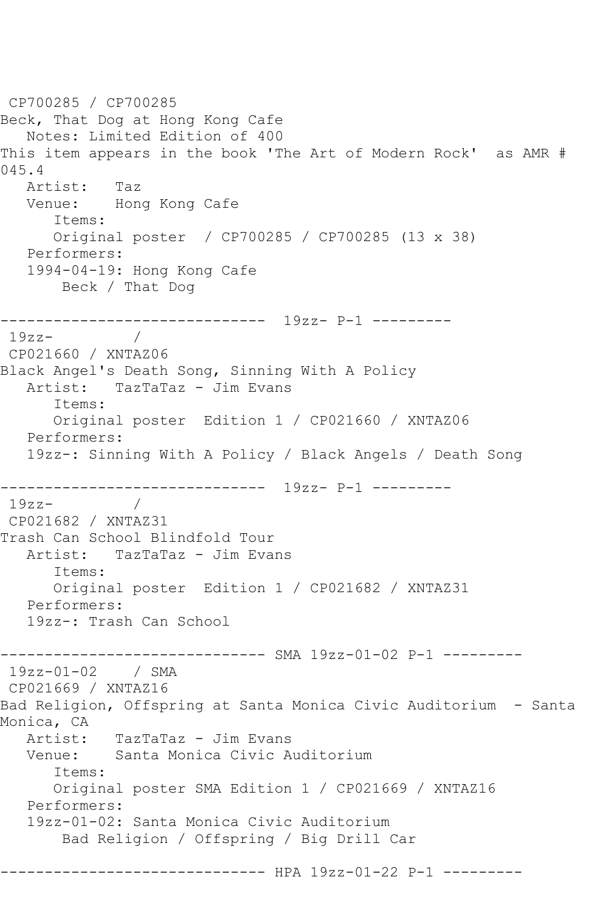CP700285 / CP700285
Beck, That Dog at Hong Kong Cafe
   Notes: Limited Edition of 400
This item appears in the book 'The Art of Modern Rock'  as AMR # 045.4
   Artist:   Taz
   Venue:    Hong Kong Cafe
      Items:
      Original poster  / CP700285 / CP700285 (13 x 38)
   Performers:
   1994-04-19: Hong Kong Cafe
       Beck / That Dog

------------------------------  19zz- P-1 ---------
 19zz-          /
 CP021660 / XNTAZ06
Black Angel's Death Song, Sinning With A Policy
   Artist:   TazTaTaz - Jim Evans
      Items:
      Original poster  Edition 1 / CP021660 / XNTAZ06
   Performers:
   19zz-: Sinning With A Policy / Black Angels / Death Song

------------------------------  19zz- P-1 ---------
 19zz-          /
 CP021682 / XNTAZ31
Trash Can School Blindfold Tour
   Artist:   TazTaTaz - Jim Evans
      Items:
      Original poster  Edition 1 / CP021682 / XNTAZ31
   Performers:
   19zz-: Trash Can School

------------------------------ SMA 19zz-01-02 P-1 ---------
 19zz-01-02    / SMA
 CP021669 / XNTAZ16
Bad Religion, Offspring at Santa Monica Civic Auditorium  - Santa Monica, CA
   Artist:   TazTaTaz - Jim Evans
   Venue:    Santa Monica Civic Auditorium
      Items:
      Original poster SMA Edition 1 / CP021669 / XNTAZ16
   Performers:
   19zz-01-02: Santa Monica Civic Auditorium
       Bad Religion / Offspring / Big Drill Car

------------------------------ HPA 19zz-01-22 P-1 ---------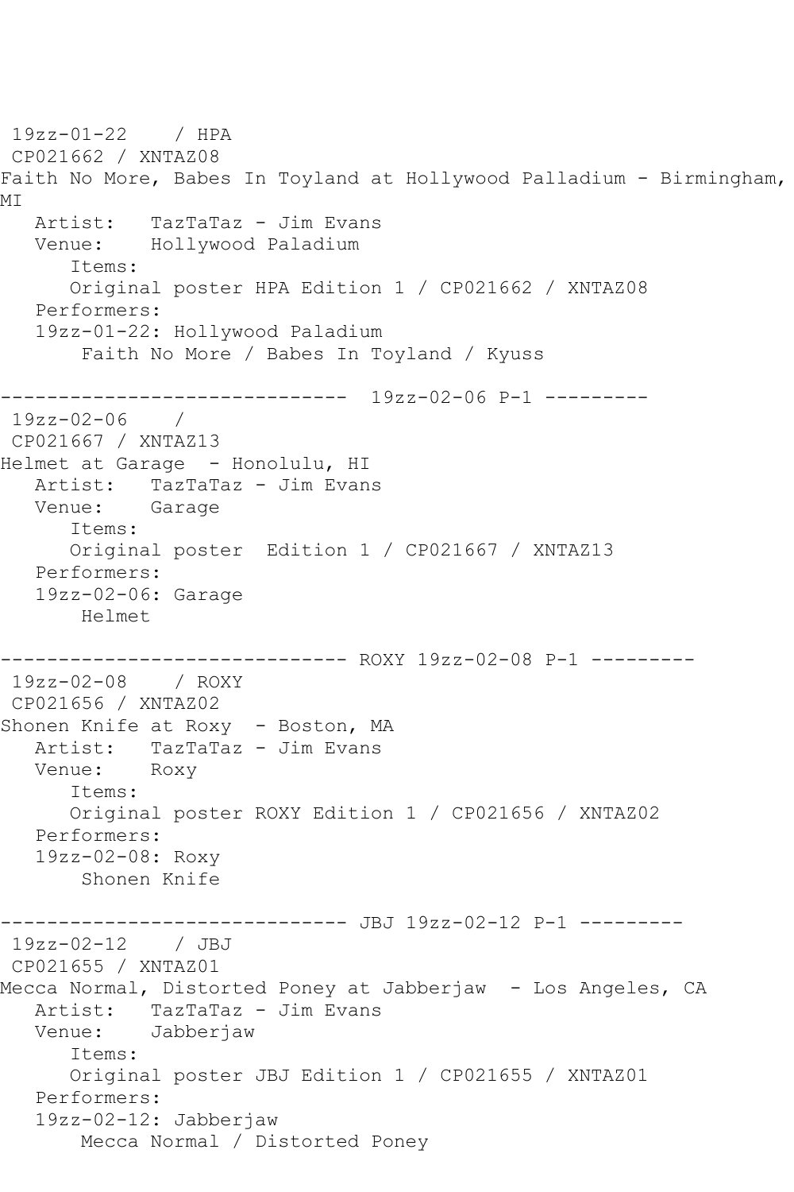19zz-01-22 / HPA
CP021662 / XNTAZ08
Faith No More, Babes In Toyland at Hollywood Palladium - Birmingham, MI
Artist: TazTaTaz - Jim Evans
Venue: Hollywood Paladium
Items:
Original poster HPA Edition 1 / CP021662 / XNTAZ08
Performers:
19zz-01-22: Hollywood Paladium
Faith No More / Babes In Toyland / Kyuss

------------------------------ 19zz-02-06 P-1 ---------
19zz-02-06 /
CP021667 / XNTAZ13
Helmet at Garage - Honolulu, HI
Artist: TazTaTaz - Jim Evans
Venue: Garage
Items:
Original poster Edition 1 / CP021667 / XNTAZ13
Performers:
19zz-02-06: Garage
Helmet

------------------------------ ROXY 19zz-02-08 P-1 ---------
19zz-02-08 / ROXY
CP021656 / XNTAZ02
Shonen Knife at Roxy - Boston, MA
Artist: TazTaTaz - Jim Evans
Venue: Roxy
Items:
Original poster ROXY Edition 1 / CP021656 / XNTAZ02
Performers:
19zz-02-08: Roxy
Shonen Knife

------------------------------ JBJ 19zz-02-12 P-1 ---------
19zz-02-12 / JBJ
CP021655 / XNTAZ01
Mecca Normal, Distorted Poney at Jabberjaw - Los Angeles, CA
Artist: TazTaTaz - Jim Evans
Venue: Jabberjaw
Items:
Original poster JBJ Edition 1 / CP021655 / XNTAZ01
Performers:
19zz-02-12: Jabberjaw
Mecca Normal / Distorted Poney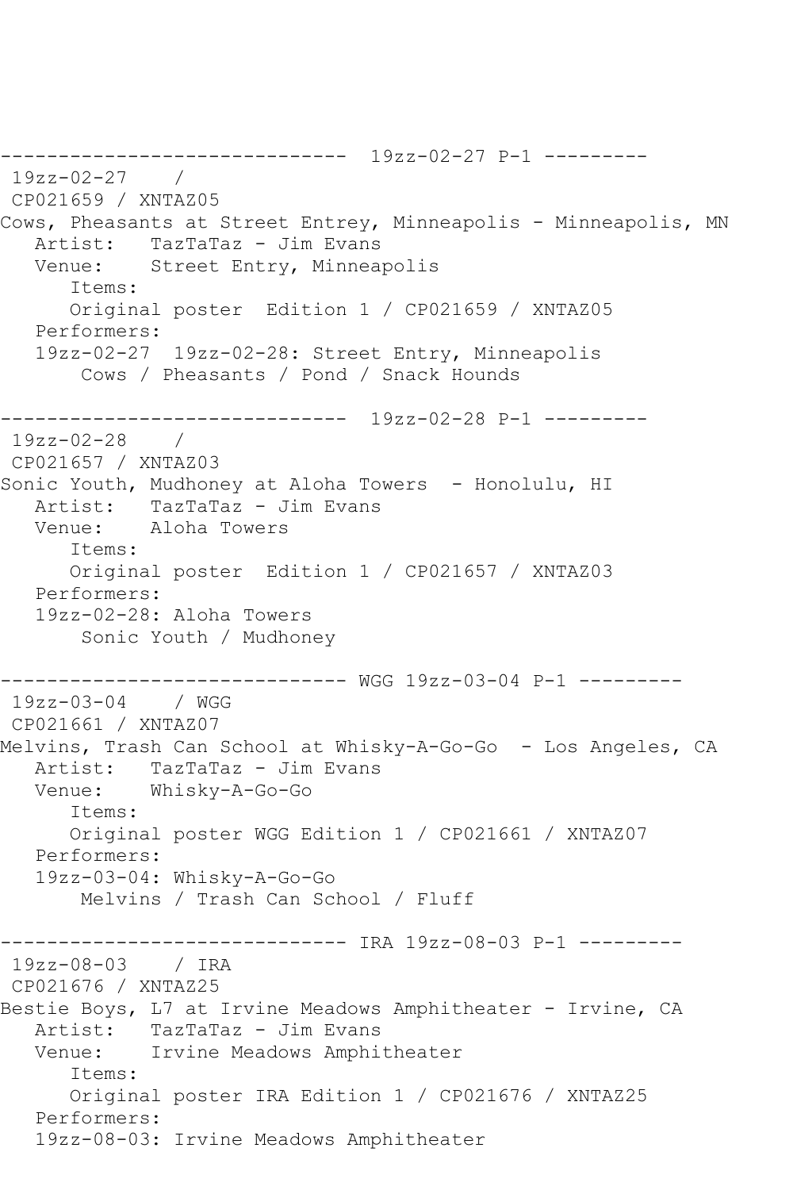------------------------------  19zz-02-27 P-1 ---------

19zz-02-27    /

CP021659 / XNTAZ05

Cows, Pheasants at Street Entrey, Minneapolis - Minneapolis, MN

Artist:   TazTaTaz - Jim Evans

Venue:    Street Entry, Minneapolis

Items:

Original poster  Edition 1 / CP021659 / XNTAZ05

Performers:

19zz-02-27  19zz-02-28: Street Entry, Minneapolis

Cows / Pheasants / Pond / Snack Hounds

------------------------------  19zz-02-28 P-1 ---------

19zz-02-28    /

CP021657 / XNTAZ03

Sonic Youth, Mudhoney at Aloha Towers  - Honolulu, HI

Artist:   TazTaTaz - Jim Evans

Venue:    Aloha Towers

Items:

Original poster  Edition 1 / CP021657 / XNTAZ03

Performers:

19zz-02-28: Aloha Towers

Sonic Youth / Mudhoney

------------------------------ WGG 19zz-03-04 P-1 ---------

19zz-03-04    / WGG

CP021661 / XNTAZ07

Melvins, Trash Can School at Whisky-A-Go-Go  - Los Angeles, CA

Artist:   TazTaTaz - Jim Evans

Venue:    Whisky-A-Go-Go

Items:

Original poster WGG Edition 1 / CP021661 / XNTAZ07

Performers:

19zz-03-04: Whisky-A-Go-Go

Melvins / Trash Can School / Fluff

------------------------------ IRA 19zz-08-03 P-1 ---------

19zz-08-03    / IRA

CP021676 / XNTAZ25

Bestie Boys, L7 at Irvine Meadows Amphitheater - Irvine, CA

Artist:   TazTaTaz - Jim Evans

Venue:    Irvine Meadows Amphitheater

Items:

Original poster IRA Edition 1 / CP021676 / XNTAZ25

Performers:

19zz-08-03: Irvine Meadows Amphitheater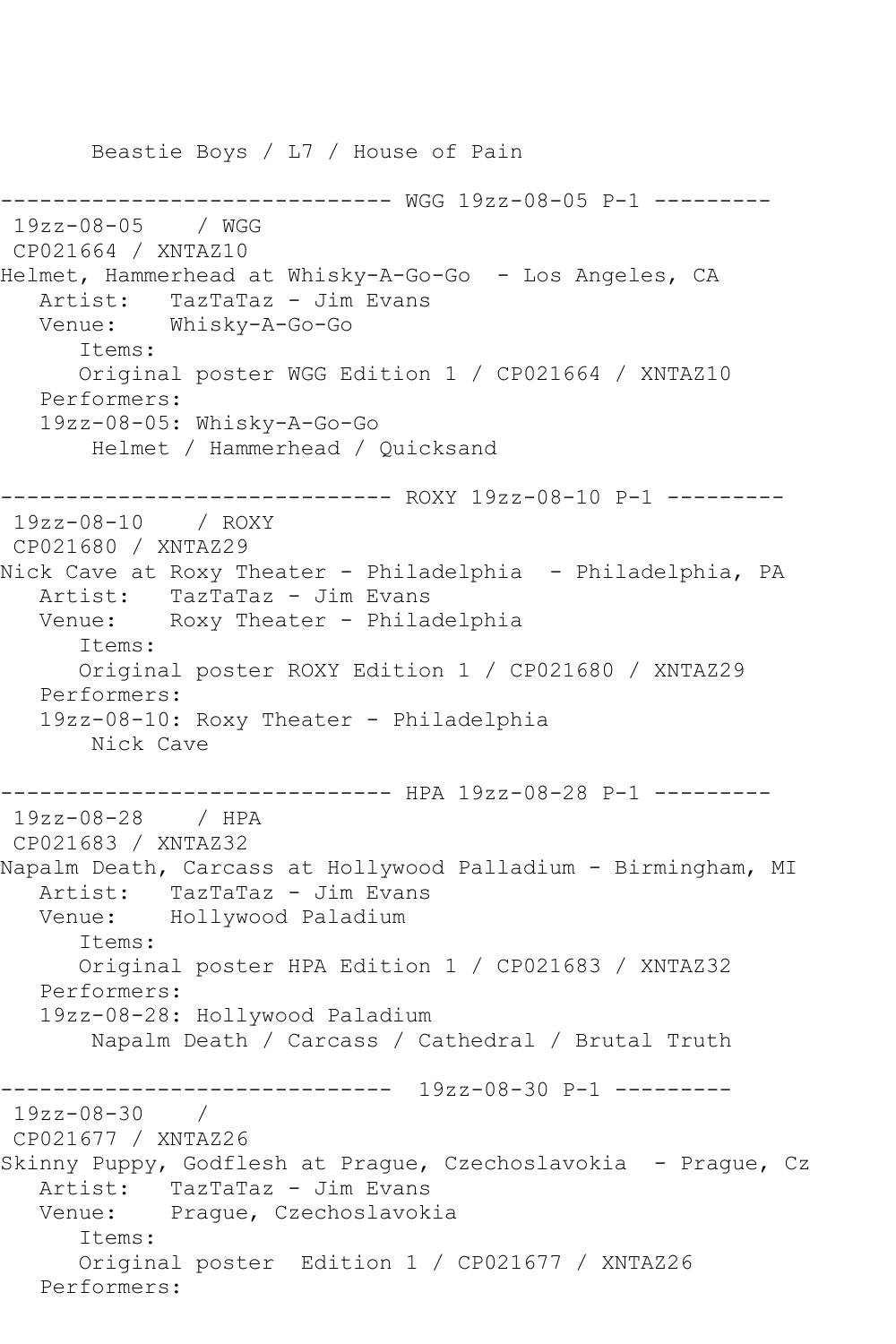```
       Beastie Boys / L7 / House of Pain

------------------------------ WGG 19zz-08-05 P-1 ---------
 19zz-08-05    / WGG
 CP021664 / XNTAZ10
Helmet, Hammerhead at Whisky-A-Go-Go  - Los Angeles, CA
   Artist:   TazTaTaz - Jim Evans
   Venue:    Whisky-A-Go-Go
      Items:
      Original poster WGG Edition 1 / CP021664 / XNTAZ10
   Performers:
   19zz-08-05: Whisky-A-Go-Go
       Helmet / Hammerhead / Quicksand

------------------------------ ROXY 19zz-08-10 P-1 ---------
 19zz-08-10    / ROXY
 CP021680 / XNTAZ29
Nick Cave at Roxy Theater - Philadelphia  - Philadelphia, PA
   Artist:   TazTaTaz - Jim Evans
   Venue:    Roxy Theater - Philadelphia
      Items:
      Original poster ROXY Edition 1 / CP021680 / XNTAZ29
   Performers:
   19zz-08-10: Roxy Theater - Philadelphia
       Nick Cave

------------------------------ HPA 19zz-08-28 P-1 ---------
 19zz-08-28    / HPA
 CP021683 / XNTAZ32
Napalm Death, Carcass at Hollywood Palladium - Birmingham, MI
   Artist:   TazTaTaz - Jim Evans
   Venue:    Hollywood Paladium
      Items:
      Original poster HPA Edition 1 / CP021683 / XNTAZ32
   Performers:
   19zz-08-28: Hollywood Paladium
       Napalm Death / Carcass / Cathedral / Brutal Truth

------------------------------  19zz-08-30 P-1 ---------
 19zz-08-30    /
 CP021677 / XNTAZ26
Skinny Puppy, Godflesh at Prague, Czechoslavokia  - Prague, Cz
   Artist:   TazTaTaz - Jim Evans
   Venue:    Prague, Czechoslavokia
      Items:
      Original poster  Edition 1 / CP021677 / XNTAZ26
   Performers:
```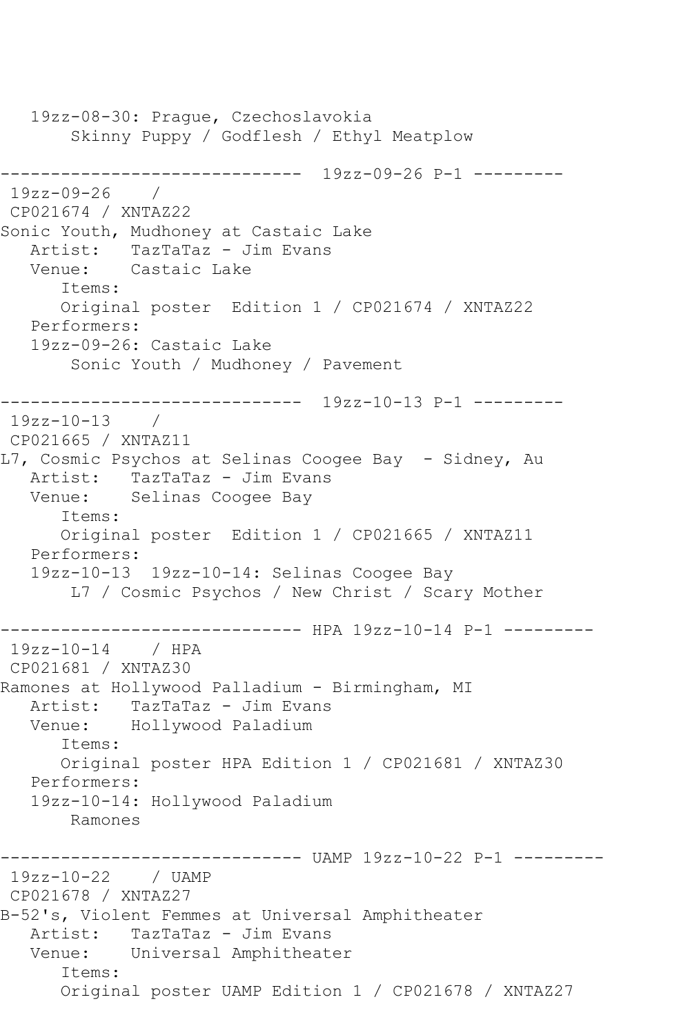```
   19zz-08-30: Prague, Czechoslavokia
        Skinny Puppy / Godflesh / Ethyl Meatplow

------------------------------  19zz-09-26 P-1 ---------
 19zz-09-26    /
 CP021674 / XNTAZ22
Sonic Youth, Mudhoney at Castaic Lake
   Artist:   TazTaTaz - Jim Evans
   Venue:    Castaic Lake
      Items:
      Original poster  Edition 1 / CP021674 / XNTAZ22
   Performers:
   19zz-09-26: Castaic Lake
        Sonic Youth / Mudhoney / Pavement

------------------------------  19zz-10-13 P-1 ---------
 19zz-10-13    /
 CP021665 / XNTAZ11
L7, Cosmic Psychos at Selinas Coogee Bay  - Sidney, Au
   Artist:   TazTaTaz - Jim Evans
   Venue:    Selinas Coogee Bay
      Items:
      Original poster  Edition 1 / CP021665 / XNTAZ11
   Performers:
   19zz-10-13  19zz-10-14: Selinas Coogee Bay
        L7 / Cosmic Psychos / New Christ / Scary Mother

------------------------------ HPA 19zz-10-14 P-1 ---------
 19zz-10-14    / HPA
 CP021681 / XNTAZ30
Ramones at Hollywood Palladium - Birmingham, MI
   Artist:   TazTaTaz - Jim Evans
   Venue:    Hollywood Paladium
      Items:
      Original poster HPA Edition 1 / CP021681 / XNTAZ30
   Performers:
   19zz-10-14: Hollywood Paladium
        Ramones

------------------------------ UAMP 19zz-10-22 P-1 ---------
 19zz-10-22    / UAMP
 CP021678 / XNTAZ27
B-52's, Violent Femmes at Universal Amphitheater
   Artist:   TazTaTaz - Jim Evans
   Venue:    Universal Amphitheater
      Items:
      Original poster UAMP Edition 1 / CP021678 / XNTAZ27
```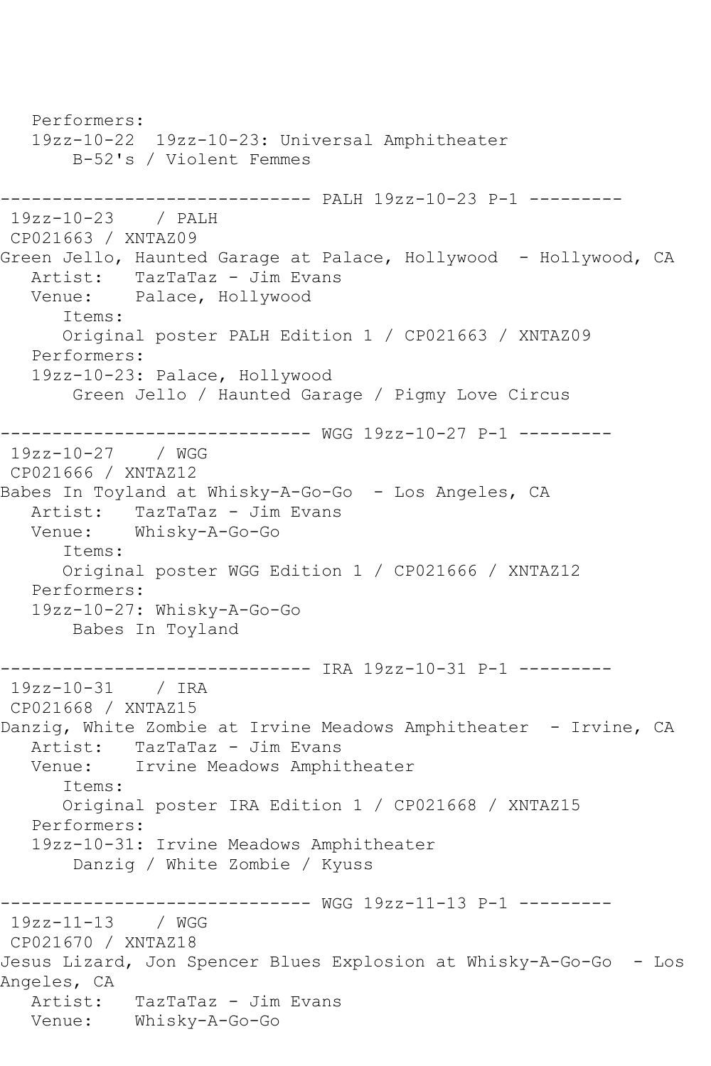```
   Performers:
   19zz-10-22  19zz-10-23: Universal Amphitheater
       B-52's / Violent Femmes

------------------------------ PALH 19zz-10-23 P-1 ---------
 19zz-10-23    / PALH
 CP021663 / XNTAZ09
Green Jello, Haunted Garage at Palace, Hollywood  - Hollywood, CA
   Artist:   TazTaTaz - Jim Evans
   Venue:    Palace, Hollywood
      Items:
      Original poster PALH Edition 1 / CP021663 / XNTAZ09
   Performers:
   19zz-10-23: Palace, Hollywood
       Green Jello / Haunted Garage / Pigmy Love Circus

------------------------------ WGG 19zz-10-27 P-1 ---------
 19zz-10-27    / WGG
 CP021666 / XNTAZ12
Babes In Toyland at Whisky-A-Go-Go  - Los Angeles, CA
   Artist:   TazTaTaz - Jim Evans
   Venue:    Whisky-A-Go-Go
      Items:
      Original poster WGG Edition 1 / CP021666 / XNTAZ12
   Performers:
   19zz-10-27: Whisky-A-Go-Go
       Babes In Toyland

------------------------------ IRA 19zz-10-31 P-1 ---------
 19zz-10-31    / IRA
 CP021668 / XNTAZ15
Danzig, White Zombie at Irvine Meadows Amphitheater  - Irvine, CA
   Artist:   TazTaTaz - Jim Evans
   Venue:    Irvine Meadows Amphitheater
      Items:
      Original poster IRA Edition 1 / CP021668 / XNTAZ15
   Performers:
   19zz-10-31: Irvine Meadows Amphitheater
       Danzig / White Zombie / Kyuss

------------------------------ WGG 19zz-11-13 P-1 ---------
 19zz-11-13    / WGG
 CP021670 / XNTAZ18
Jesus Lizard, Jon Spencer Blues Explosion at Whisky-A-Go-Go  - Los
Angeles, CA
   Artist:   TazTaTaz - Jim Evans
   Venue:    Whisky-A-Go-Go
```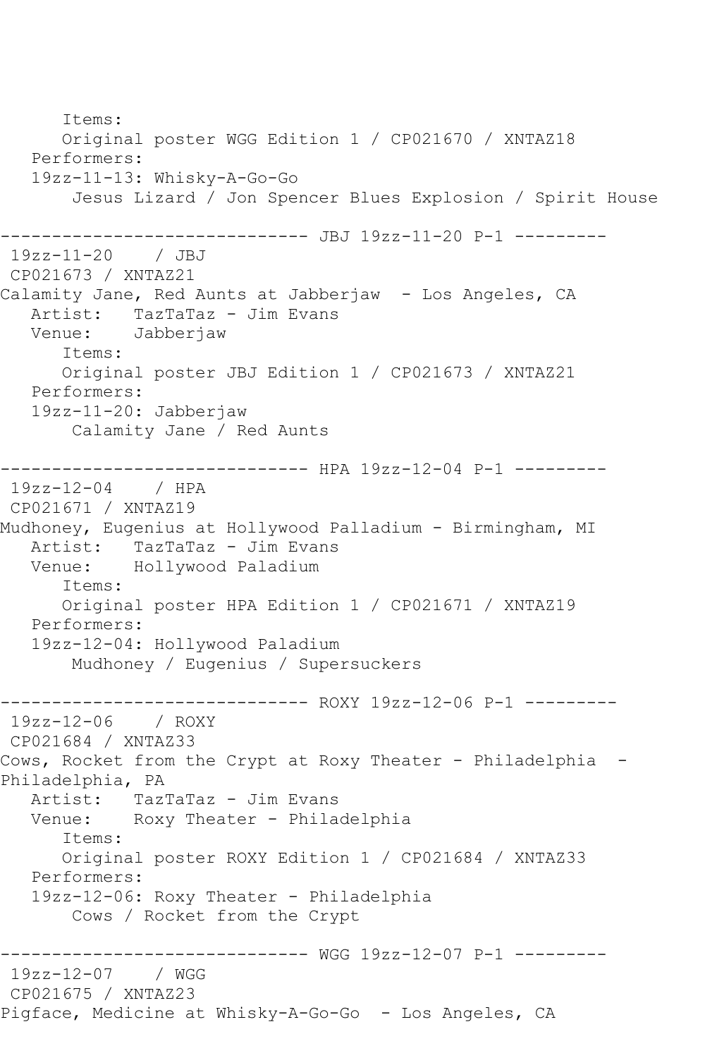```
      Items:
      Original poster WGG Edition 1 / CP021670 / XNTAZ18
   Performers:
   19zz-11-13: Whisky-A-Go-Go
       Jesus Lizard / Jon Spencer Blues Explosion / Spirit House

------------------------------ JBJ 19zz-11-20 P-1 ---------
 19zz-11-20    / JBJ
 CP021673 / XNTAZ21
Calamity Jane, Red Aunts at Jabberjaw  - Los Angeles, CA
   Artist:   TazTaTaz - Jim Evans
   Venue:    Jabberjaw
      Items:
      Original poster JBJ Edition 1 / CP021673 / XNTAZ21
   Performers:
   19zz-11-20: Jabberjaw
       Calamity Jane / Red Aunts

------------------------------ HPA 19zz-12-04 P-1 ---------
 19zz-12-04    / HPA
 CP021671 / XNTAZ19
Mudhoney, Eugenius at Hollywood Palladium - Birmingham, MI
   Artist:   TazTaTaz - Jim Evans
   Venue:    Hollywood Paladium
      Items:
      Original poster HPA Edition 1 / CP021671 / XNTAZ19
   Performers:
   19zz-12-04: Hollywood Paladium
       Mudhoney / Eugenius / Supersuckers

------------------------------ ROXY 19zz-12-06 P-1 ---------
 19zz-12-06    / ROXY
 CP021684 / XNTAZ33
Cows, Rocket from the Crypt at Roxy Theater - Philadelphia  -
Philadelphia, PA
   Artist:   TazTaTaz - Jim Evans
   Venue:    Roxy Theater - Philadelphia
      Items:
      Original poster ROXY Edition 1 / CP021684 / XNTAZ33
   Performers:
   19zz-12-06: Roxy Theater - Philadelphia
       Cows / Rocket from the Crypt

------------------------------ WGG 19zz-12-07 P-1 ---------
 19zz-12-07    / WGG
 CP021675 / XNTAZ23
Pigface, Medicine at Whisky-A-Go-Go  - Los Angeles, CA
```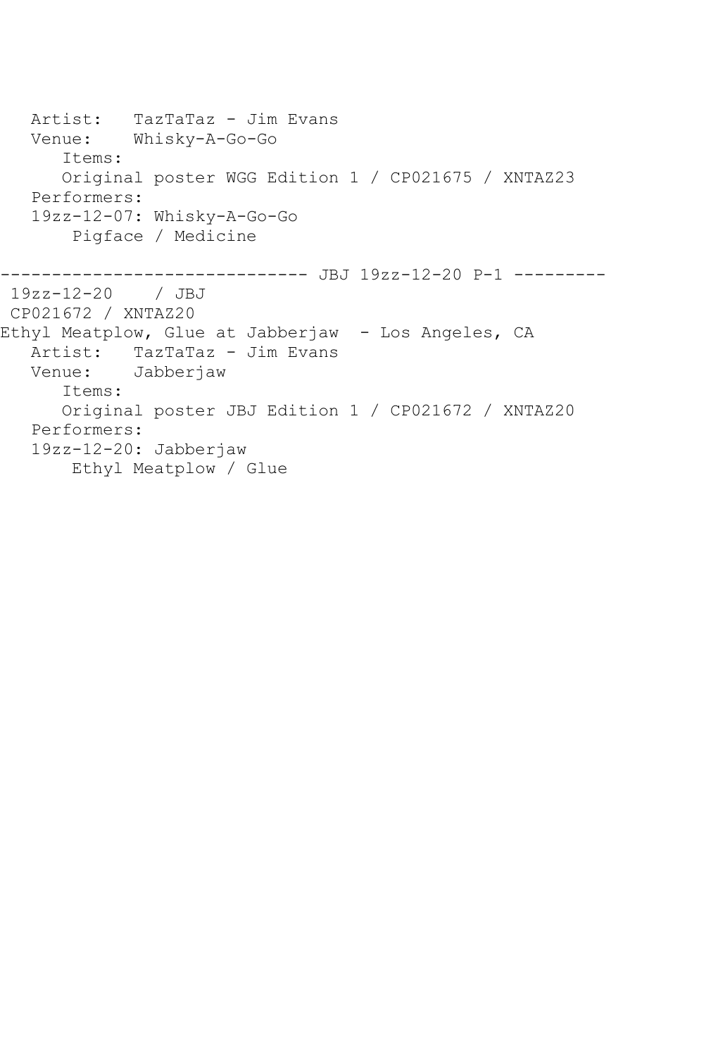Artist:   TazTaTaz - Jim Evans
   Venue:    Whisky-A-Go-Go
      Items:
      Original poster WGG Edition 1 / CP021675 / XNTAZ23
   Performers:
   19zz-12-07: Whisky-A-Go-Go
       Pigface / Medicine

------------------------------ JBJ 19zz-12-20 P-1 ---------
 19zz-12-20    / JBJ
 CP021672 / XNTAZ20
Ethyl Meatplow, Glue at Jabberjaw  - Los Angeles, CA
   Artist:   TazTaTaz - Jim Evans
   Venue:    Jabberjaw
      Items:
      Original poster JBJ Edition 1 / CP021672 / XNTAZ20
   Performers:
   19zz-12-20: Jabberjaw
       Ethyl Meatplow / Glue